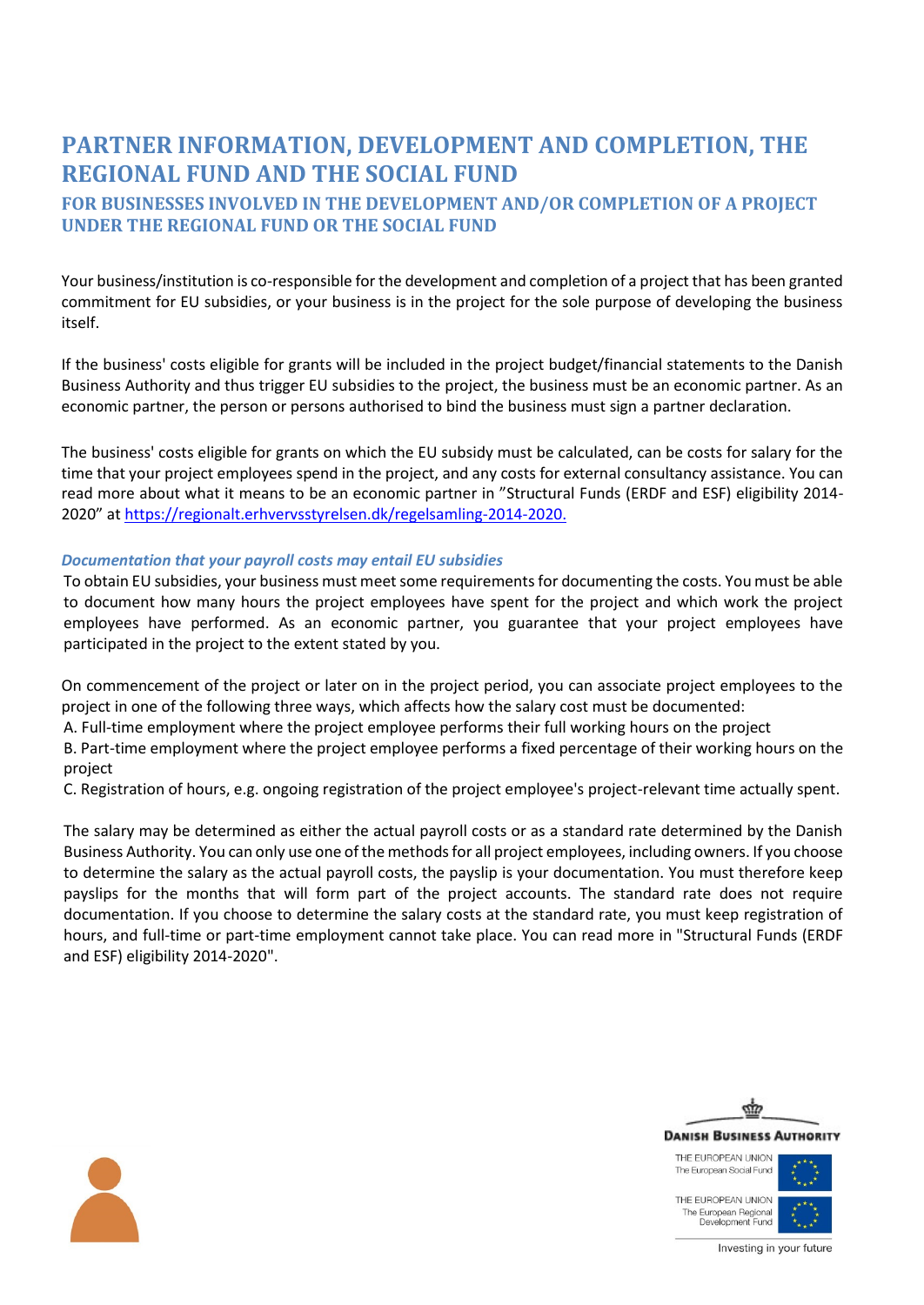# PARTNER INFORMATION, DEVELOPMENT AND COMPLETION, THE REGIONAL FUND AND THE SOCIAL FUND

## FOR BUSINESSES INVOLVED IN THE DEVELOPMENT AND/OR COMPLETION OF A PROJECT UNDER THE REGIONAL FUND OR THE SOCIAL FUND

Your business/institution is co-responsible for the development and completion of a project that has been granted commitment for EU subsidies, or your business is in the project for the sole purpose of developing the business itself.

If the business' costs eligible for grants will be included in the project budget/financial statements to the Danish Business Authority and thus trigger EU subsidies to the project, the business must be an economic partner. As an economic partner, the person or persons authorised to bind the business must sign a partner declaration.

The business' costs eligible for grants on which the EU subsidy must be calculated, can be costs for salary for the time that your project employees spend in the project, and any costs for external consultancy assistance. You can read more about what it means to be an economic partner in "Structural Funds (ERDF and ESF) eligibility 2014-2020" at https://regionalt.erhvervsstyrelsen.dk/regelsamling-2014-2020.

### *Documentation that your payroll costs may entail EU subsidies*

To obtain EU subsidies, your business must meet some requirements for documenting the costs. You must be able to document how many hours the project employees have spent for the project and which work the project employees have performed. As an economic partner, you guarantee that your project employees have participated in the project to the extent stated by you.

On commencement of the project or later on in the project period, you can associate project employees to the project in one of the following three ways, which affects how the salary cost must be documented:

A. Full-time employment where the project employee performs their full working hours on the project
B. Part-time employment where the project employee performs a fixed percentage of their working hours on the project
C. Registration of hours, e.g. ongoing registration of the project employee's project-relevant time actually spent.

The salary may be determined as either the actual payroll costs or as a standard rate determined by the Danish Business Authority. You can only use one of the methods for all project employees, including owners. If you choose to determine the salary as the actual payroll costs, the payslip is your documentation. You must therefore keep payslips for the months that will form part of the project accounts. The standard rate does not require documentation. If you choose to determine the salary costs at the standard rate, you must keep registration of hours, and full-time or part-time employment cannot take place. You can read more in "Structural Funds (ERDF and ESF) eligibility 2014-2020".

DANISH BUSINESS AUTHORITY

THE EUROPEAN UNION
The European Social Fund

THE EUROPEAN UNION
The European Regional Development Fund

Investing in your future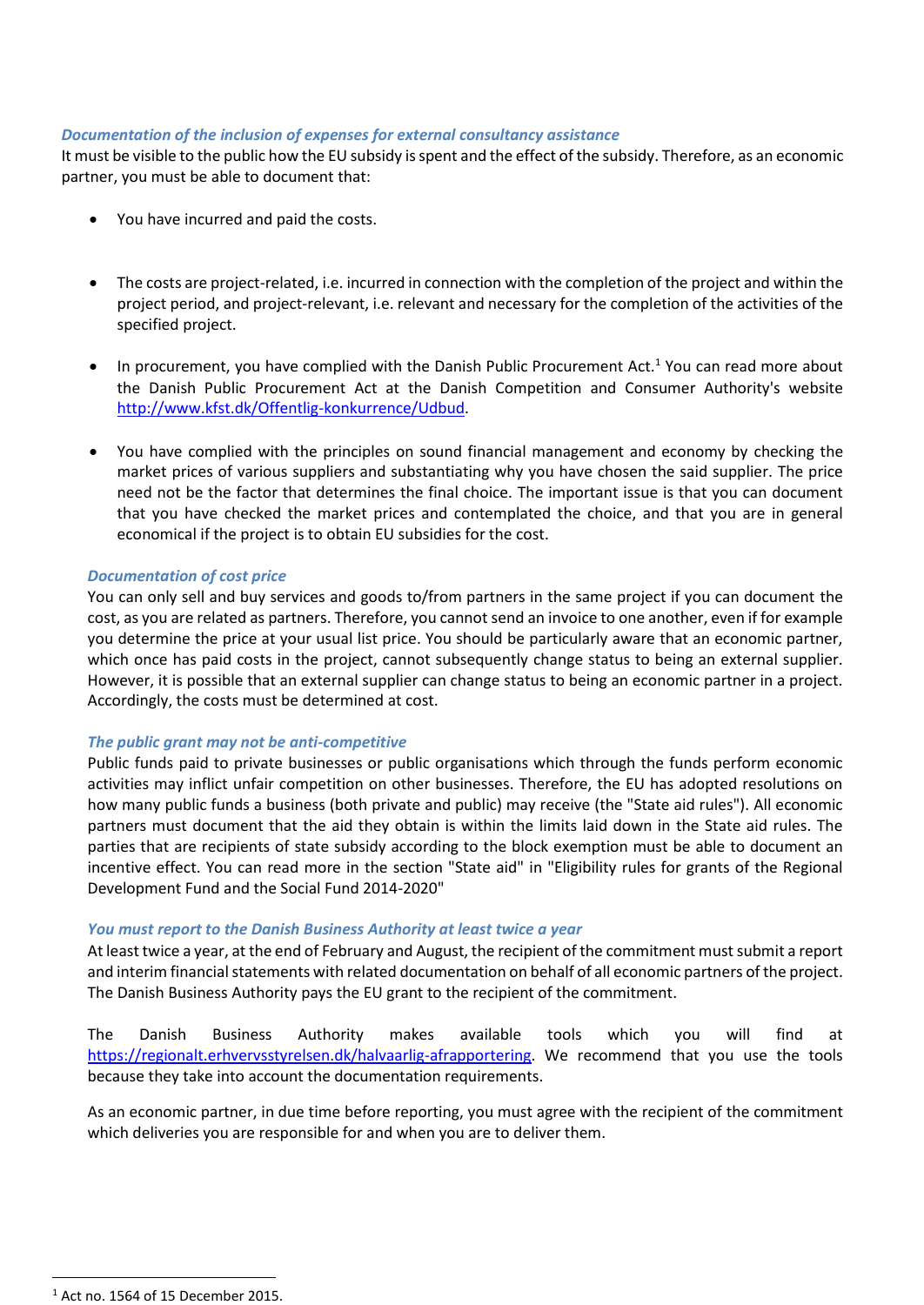*Documentation of the inclusion of expenses for external consultancy assistance*

It must be visible to the public how the EU subsidy is spent and the effect of the subsidy. Therefore, as an economic partner, you must be able to document that:

- You have incurred and paid the costs.
- The costs are project-related, i.e. incurred in connection with the completion of the project and within the project period, and project-relevant, i.e. relevant and necessary for the completion of the activities of the specified project.
- In procurement, you have complied with the Danish Public Procurement Act.[1] You can read more about the Danish Public Procurement Act at the Danish Competition and Consumer Authority's website http://www.kfst.dk/Offentlig-konkurrence/Udbud.
- You have complied with the principles on sound financial management and economy by checking the market prices of various suppliers and substantiating why you have chosen the said supplier. The price need not be the factor that determines the final choice. The important issue is that you can document that you have checked the market prices and contemplated the choice, and that you are in general economical if the project is to obtain EU subsidies for the cost.

*Documentation of cost price*

You can only sell and buy services and goods to/from partners in the same project if you can document the cost, as you are related as partners. Therefore, you cannot send an invoice to one another, even if for example you determine the price at your usual list price. You should be particularly aware that an economic partner, which once has paid costs in the project, cannot subsequently change status to being an external supplier. However, it is possible that an external supplier can change status to being an economic partner in a project. Accordingly, the costs must be determined at cost.

*The public grant may not be anti-competitive*

Public funds paid to private businesses or public organisations which through the funds perform economic activities may inflict unfair competition on other businesses. Therefore, the EU has adopted resolutions on how many public funds a business (both private and public) may receive (the "State aid rules"). All economic partners must document that the aid they obtain is within the limits laid down in the State aid rules. The parties that are recipients of state subsidy according to the block exemption must be able to document an incentive effect. You can read more in the section "State aid" in "Eligibility rules for grants of the Regional Development Fund and the Social Fund 2014-2020"

*You must report to the Danish Business Authority at least twice a year*

At least twice a year, at the end of February and August, the recipient of the commitment must submit a report and interim financial statements with related documentation on behalf of all economic partners of the project. The Danish Business Authority pays the EU grant to the recipient of the commitment.

The Danish Business Authority makes available tools which you will find at https://regionalt.erhvervsstyrelsen.dk/halvaarlig-afrapportering. We recommend that you use the tools because they take into account the documentation requirements.

As an economic partner, in due time before reporting, you must agree with the recipient of the commitment which deliveries you are responsible for and when you are to deliver them.

[1] Act no. 1564 of 15 December 2015.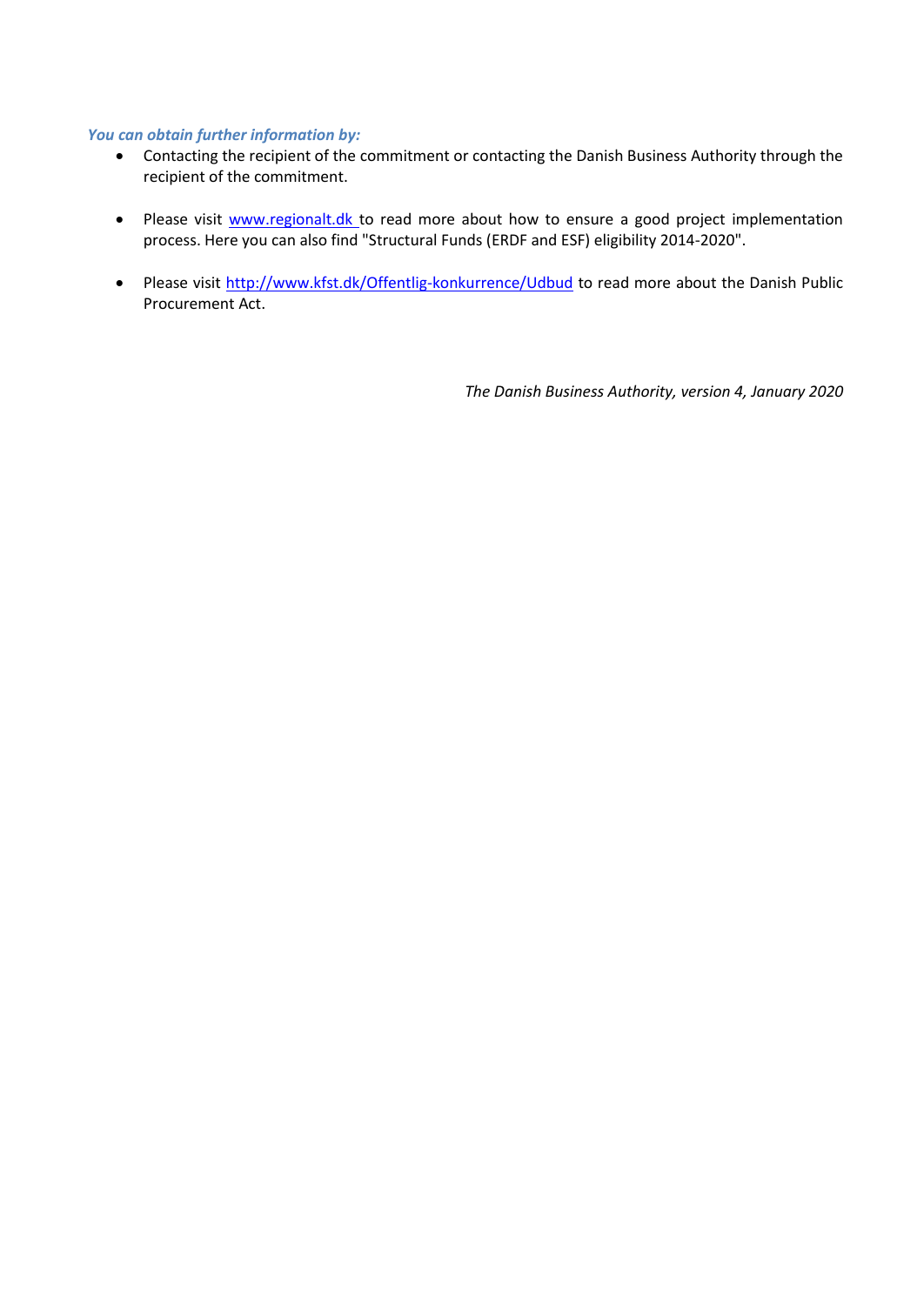***You can obtain further information by:***

- Contacting the recipient of the commitment or contacting the Danish Business Authority through the recipient of the commitment.

- Please visit [www.regionalt.dk](www.regionalt.dk) to read more about how to ensure a good project implementation process. Here you can also find "Structural Funds (ERDF and ESF) eligibility 2014-2020".

- Please visit [http://www.kfst.dk/Offentlig-konkurrence/Udbud](http://www.kfst.dk/Offentlig-konkurrence/Udbud) to read more about the Danish Public Procurement Act.

*The Danish Business Authority, version 4, January 2020*